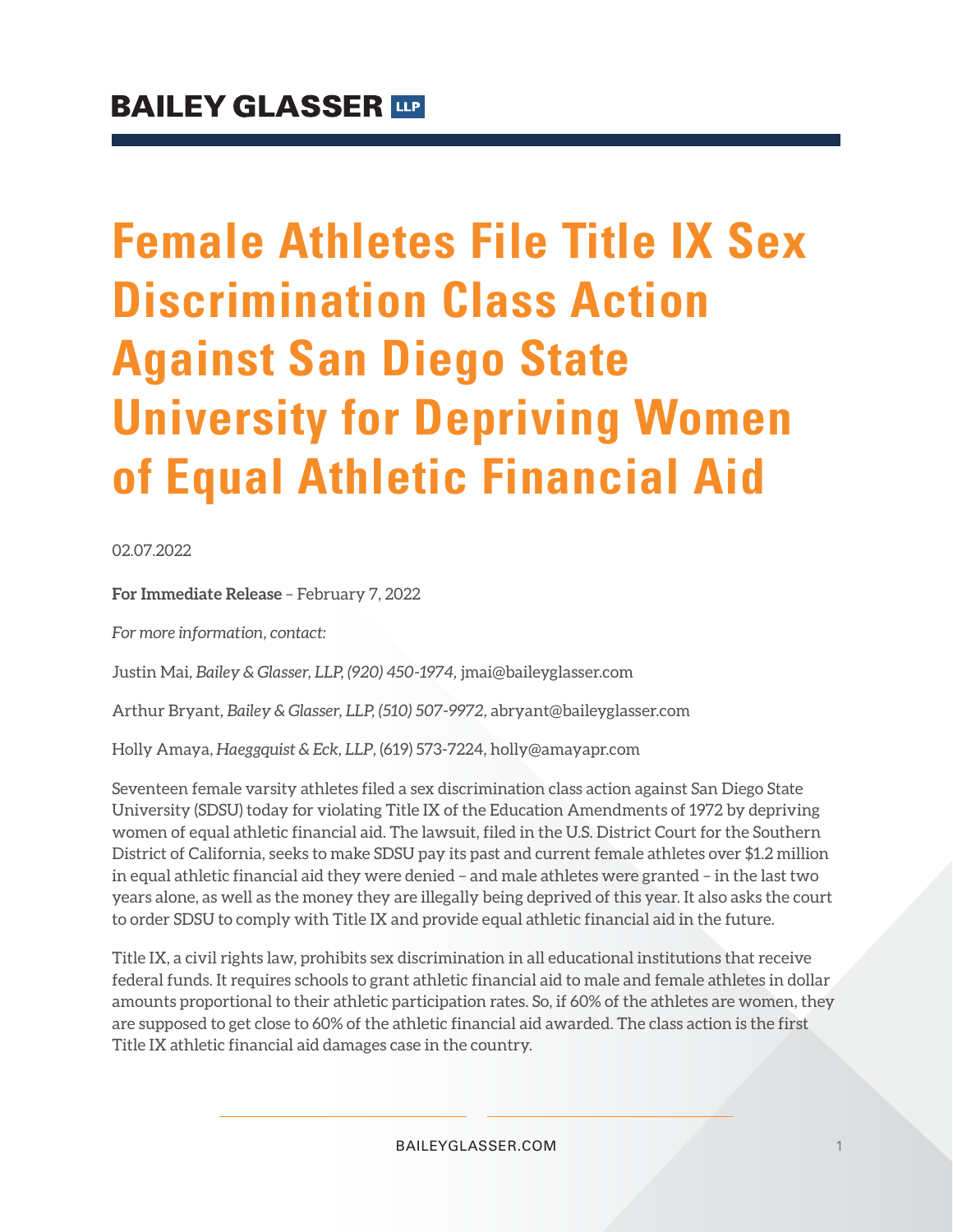**BAILEY GLASSER LLP**

# Female Athletes File Title IX Sex Discrimination Class Action Against San Diego State University for Depriving Women of Equal Athletic Financial Aid

02.07.2022

**For Immediate Release** – February 7, 2022

*For more information, contact:*

Justin Mai, *Bailey & Glasser, LLP, (920) 450-1974,* jmai@baileyglasser.com

Arthur Bryant, *Bailey & Glasser, LLP, (510) 507-9972,* abryant@baileyglasser.com

Holly Amaya, *Haeggquist & Eck, LLP*, (619) 573-7224, holly@amayapr.com

Seventeen female varsity athletes filed a sex discrimination class action against San Diego State University (SDSU) today for violating Title IX of the Education Amendments of 1972 by depriving women of equal athletic financial aid. The lawsuit, filed in the U.S. District Court for the Southern District of California, seeks to make SDSU pay its past and current female athletes over $1.2 million in equal athletic financial aid they were denied – and male athletes were granted – in the last two years alone, as well as the money they are illegally being deprived of this year. It also asks the court to order SDSU to comply with Title IX and provide equal athletic financial aid in the future.

Title IX, a civil rights law, prohibits sex discrimination in all educational institutions that receive federal funds. It requires schools to grant athletic financial aid to male and female athletes in dollar amounts proportional to their athletic participation rates. So, if 60% of the athletes are women, they are supposed to get close to 60% of the athletic financial aid awarded. The class action is the first Title IX athletic financial aid damages case in the country.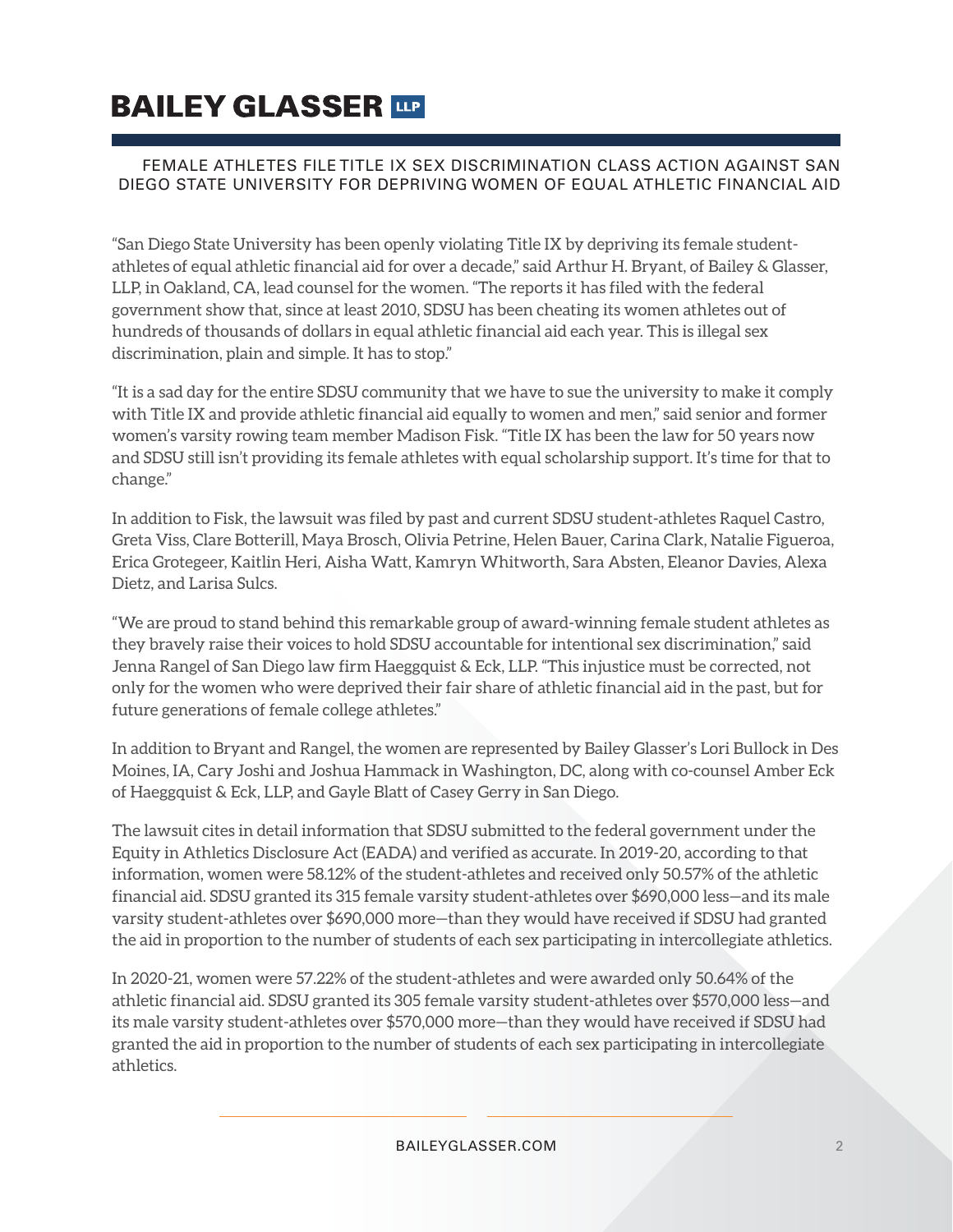FEMALE ATHLETES FILE TITLE IX SEX DISCRIMINATION CLASS ACTION AGAINST SAN DIEGO STATE UNIVERSITY FOR DEPRIVING WOMEN OF EQUAL ATHLETIC FINANCIAL AID

"San Diego State University has been openly violating Title IX by depriving its female student-athletes of equal athletic financial aid for over a decade," said Arthur H. Bryant, of Bailey & Glasser, LLP, in Oakland, CA, lead counsel for the women. "The reports it has filed with the federal government show that, since at least 2010, SDSU has been cheating its women athletes out of hundreds of thousands of dollars in equal athletic financial aid each year. This is illegal sex discrimination, plain and simple. It has to stop."

"It is a sad day for the entire SDSU community that we have to sue the university to make it comply with Title IX and provide athletic financial aid equally to women and men," said senior and former women's varsity rowing team member Madison Fisk. "Title IX has been the law for 50 years now and SDSU still isn't providing its female athletes with equal scholarship support. It's time for that to change."

In addition to Fisk, the lawsuit was filed by past and current SDSU student-athletes Raquel Castro, Greta Viss, Clare Botterill, Maya Brosch, Olivia Petrine, Helen Bauer, Carina Clark, Natalie Figueroa, Erica Grotegeer, Kaitlin Heri, Aisha Watt, Kamryn Whitworth, Sara Absten, Eleanor Davies, Alexa Dietz, and Larisa Sulcs.

"We are proud to stand behind this remarkable group of award-winning female student athletes as they bravely raise their voices to hold SDSU accountable for intentional sex discrimination," said Jenna Rangel of San Diego law firm Haeggquist & Eck, LLP. "This injustice must be corrected, not only for the women who were deprived their fair share of athletic financial aid in the past, but for future generations of female college athletes."

In addition to Bryant and Rangel, the women are represented by Bailey Glasser's Lori Bullock in Des Moines, IA, Cary Joshi and Joshua Hammack in Washington, DC, along with co-counsel Amber Eck of Haeggquist & Eck, LLP, and Gayle Blatt of Casey Gerry in San Diego.

The lawsuit cites in detail information that SDSU submitted to the federal government under the Equity in Athletics Disclosure Act (EADA) and verified as accurate. In 2019-20, according to that information, women were 58.12% of the student-athletes and received only 50.57% of the athletic financial aid. SDSU granted its 315 female varsity student-athletes over $690,000 less—and its male varsity student-athletes over $690,000 more—than they would have received if SDSU had granted the aid in proportion to the number of students of each sex participating in intercollegiate athletics.

In 2020-21, women were 57.22% of the student-athletes and were awarded only 50.64% of the athletic financial aid. SDSU granted its 305 female varsity student-athletes over $570,000 less—and its male varsity student-athletes over $570,000 more—than they would have received if SDSU had granted the aid in proportion to the number of students of each sex participating in intercollegiate athletics.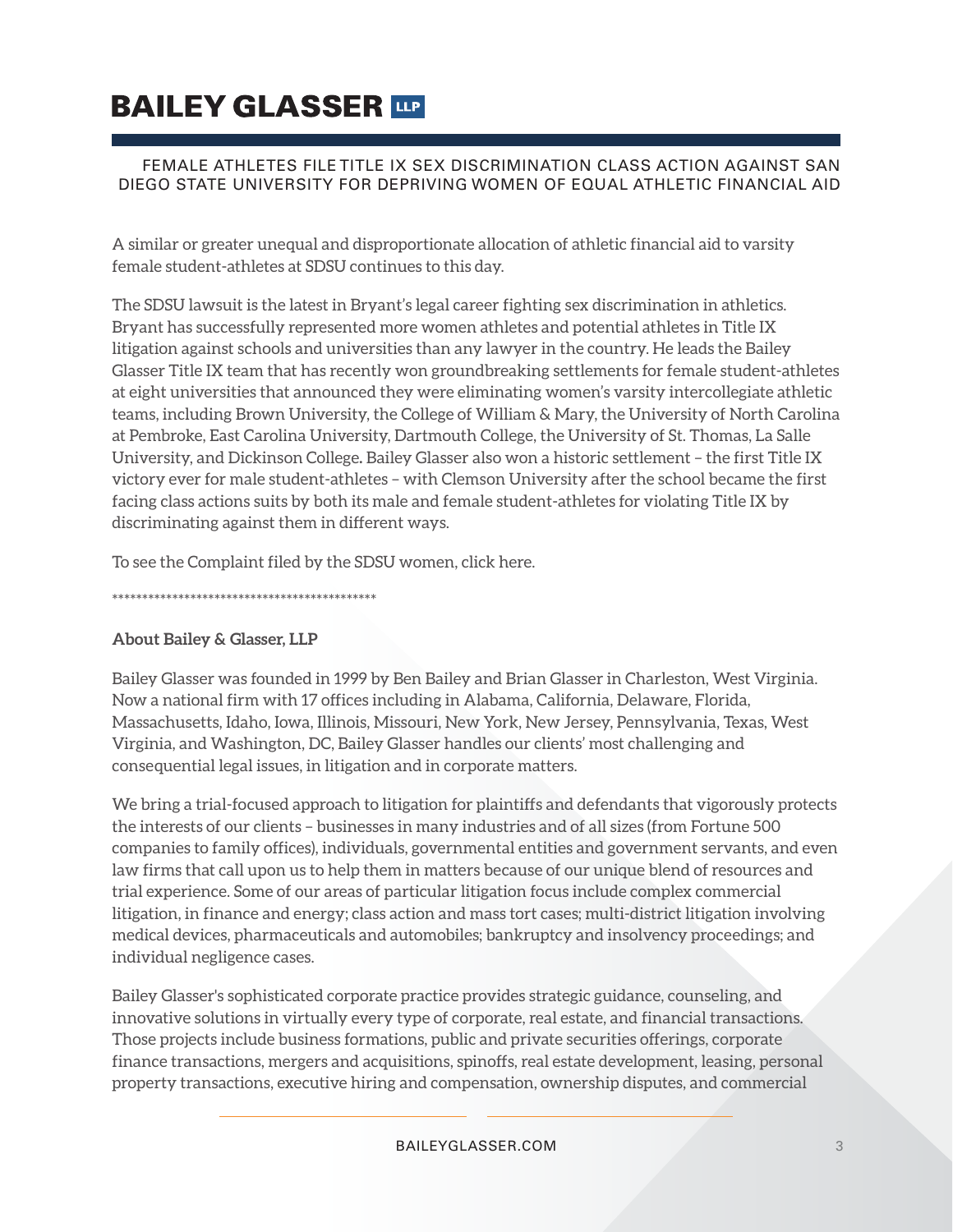A similar or greater unequal and disproportionate allocation of athletic financial aid to varsity female student-athletes at SDSU continues to this day.

The SDSU lawsuit is the latest in Bryant's legal career fighting sex discrimination in athletics. Bryant has successfully represented more women athletes and potential athletes in Title IX litigation against schools and universities than any lawyer in the country. He leads the Bailey Glasser Title IX team that has recently won groundbreaking settlements for female student-athletes at eight universities that announced they were eliminating women's varsity intercollegiate athletic teams, including Brown University, the College of William & Mary, the University of North Carolina at Pembroke, East Carolina University, Dartmouth College, the University of St. Thomas, La Salle University, and Dickinson College. Bailey Glasser also won a historic settlement – the first Title IX victory ever for male student-athletes – with Clemson University after the school became the first facing class actions suits by both its male and female student-athletes for violating Title IX by discriminating against them in different ways.

To see the Complaint filed by the SDSU women, click here.

*********************************************

**About Bailey & Glasser, LLP**

Bailey Glasser was founded in 1999 by Ben Bailey and Brian Glasser in Charleston, West Virginia. Now a national firm with 17 offices including in Alabama, California, Delaware, Florida, Massachusetts, Idaho, Iowa, Illinois, Missouri, New York, New Jersey, Pennsylvania, Texas, West Virginia, and Washington, DC, Bailey Glasser handles our clients' most challenging and consequential legal issues, in litigation and in corporate matters.

We bring a trial-focused approach to litigation for plaintiffs and defendants that vigorously protects the interests of our clients – businesses in many industries and of all sizes (from Fortune 500 companies to family offices), individuals, governmental entities and government servants, and even law firms that call upon us to help them in matters because of our unique blend of resources and trial experience. Some of our areas of particular litigation focus include complex commercial litigation, in finance and energy; class action and mass tort cases; multi-district litigation involving medical devices, pharmaceuticals and automobiles; bankruptcy and insolvency proceedings; and individual negligence cases.

Bailey Glasser's sophisticated corporate practice provides strategic guidance, counseling, and innovative solutions in virtually every type of corporate, real estate, and financial transactions. Those projects include business formations, public and private securities offerings, corporate finance transactions, mergers and acquisitions, spinoffs, real estate development, leasing, personal property transactions, executive hiring and compensation, ownership disputes, and commercial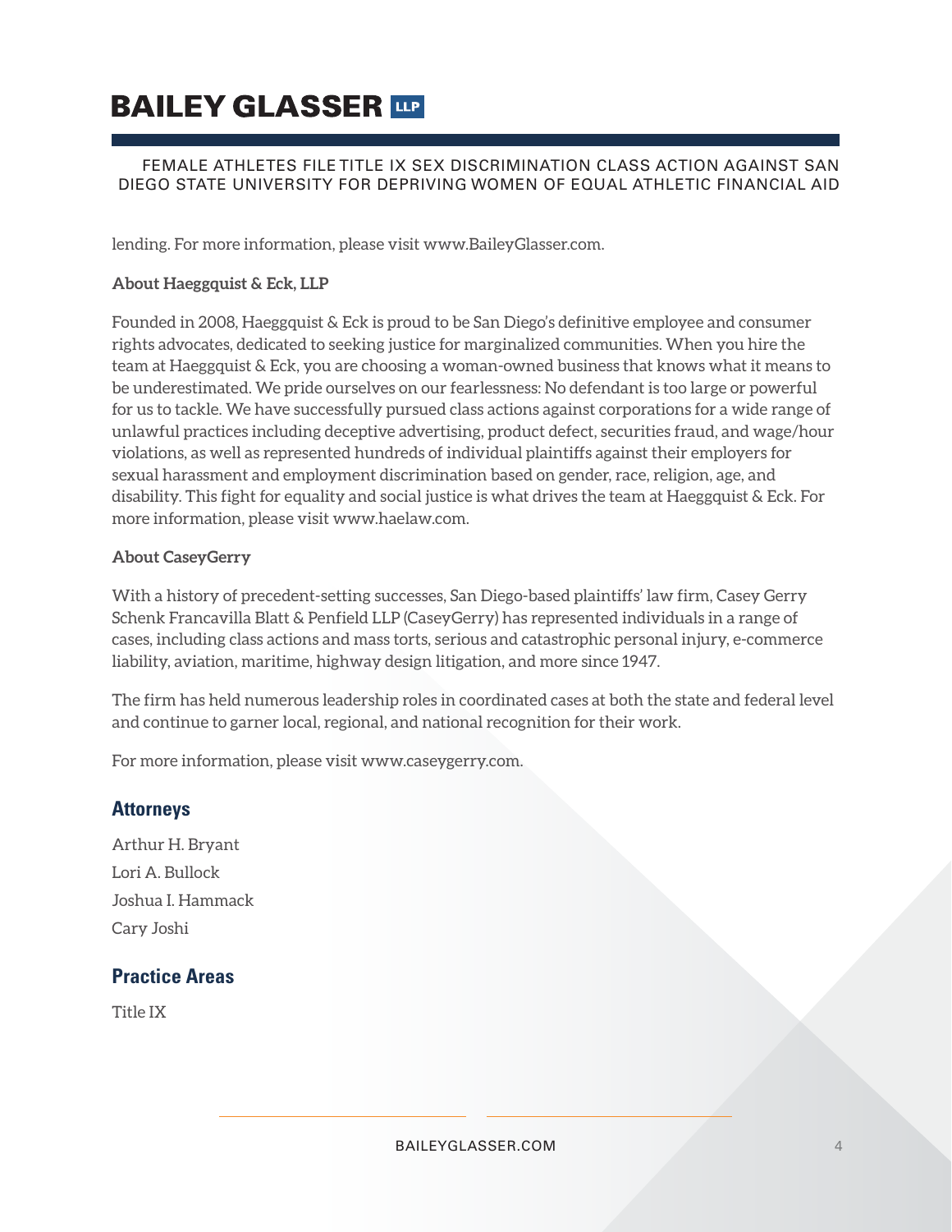lending. For more information, please visit www.BaileyGlasser.com.

**About Haeggquist & Eck, LLP**

Founded in 2008, Haeggquist & Eck is proud to be San Diego's definitive employee and consumer rights advocates, dedicated to seeking justice for marginalized communities. When you hire the team at Haeggquist & Eck, you are choosing a woman-owned business that knows what it means to be underestimated. We pride ourselves on our fearlessness: No defendant is too large or powerful for us to tackle. We have successfully pursued class actions against corporations for a wide range of unlawful practices including deceptive advertising, product defect, securities fraud, and wage/hour violations, as well as represented hundreds of individual plaintiffs against their employers for sexual harassment and employment discrimination based on gender, race, religion, age, and disability. This fight for equality and social justice is what drives the team at Haeggquist & Eck. For more information, please visit www.haelaw.com.

**About CaseyGerry**

With a history of precedent-setting successes, San Diego-based plaintiffs' law firm, Casey Gerry Schenk Francavilla Blatt & Penfield LLP (CaseyGerry) has represented individuals in a range of cases, including class actions and mass torts, serious and catastrophic personal injury, e-commerce liability, aviation, maritime, highway design litigation, and more since 1947.

The firm has held numerous leadership roles in coordinated cases at both the state and federal level and continue to garner local, regional, and national recognition for their work.

For more information, please visit www.caseygerry.com.

## Attorneys

Arthur H. Bryant

Lori A. Bullock

Joshua I. Hammack

Cary Joshi

## Practice Areas

Title IX